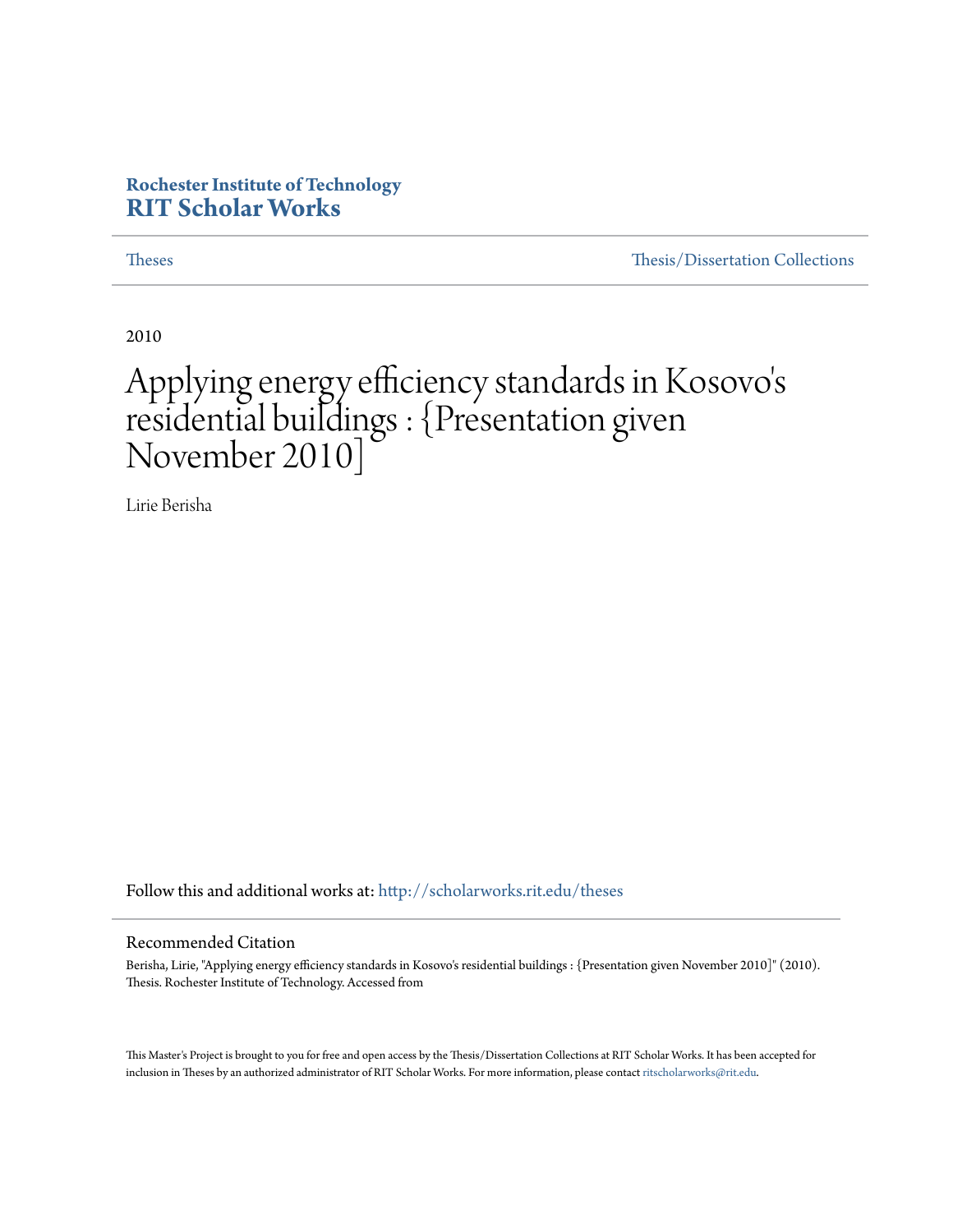Rochester Institute of Technology
**RIT Scholar Works**

Theses | Thesis/Dissertation Collections

2010

# Applying energy efficiency standards in Kosovo's residential buildings : {Presentation given November 2010]

Lirie Berisha

Follow this and additional works at: http://scholarworks.rit.edu/theses

## Recommended Citation

Berisha, Lirie, "Applying energy efficiency standards in Kosovo's residential buildings : {Presentation given November 2010]" (2010). Thesis. Rochester Institute of Technology. Accessed from

This Master's Project is brought to you for free and open access by the Thesis/Dissertation Collections at RIT Scholar Works. It has been accepted for inclusion in Theses by an authorized administrator of RIT Scholar Works. For more information, please contact ritscholarworks@rit.edu.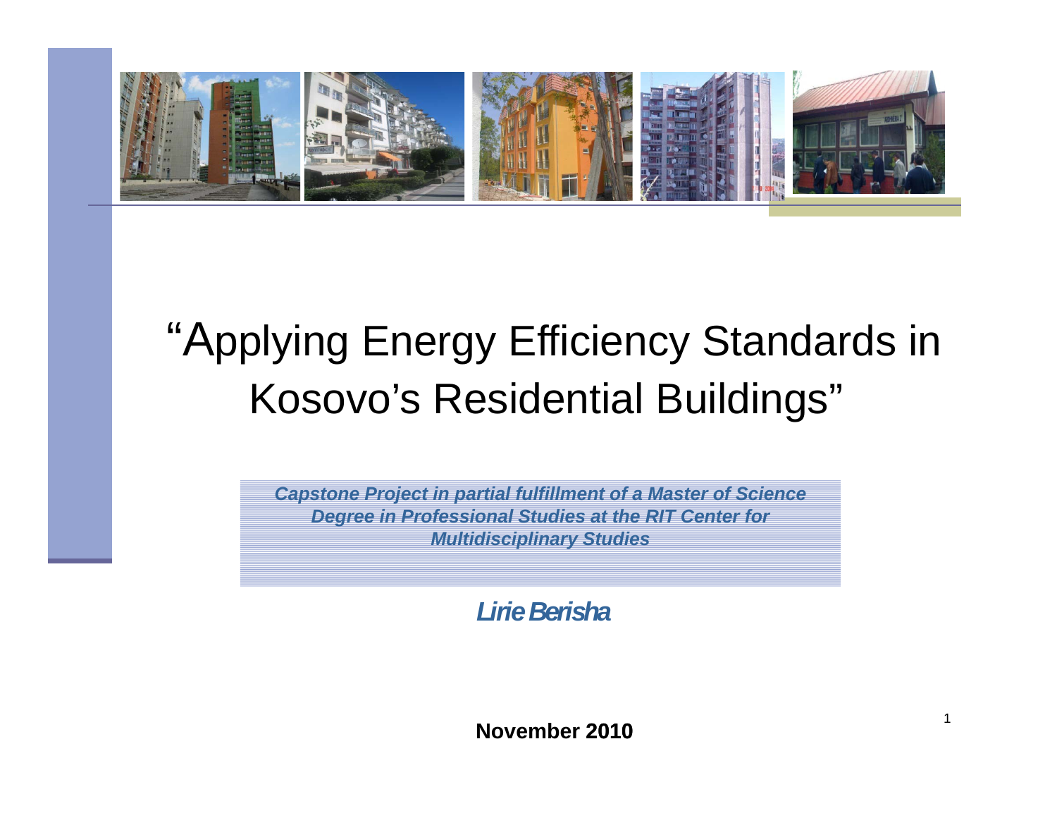# "Applying Energy Efficiency Standards in Kosovo's Residential Buildings"

***Capstone Project in partial fulfillment of a Master of Science Degree in Professional Studies at the RIT Center for Multidisciplinary Studies***

***Lirie Berisha***

**November 2010**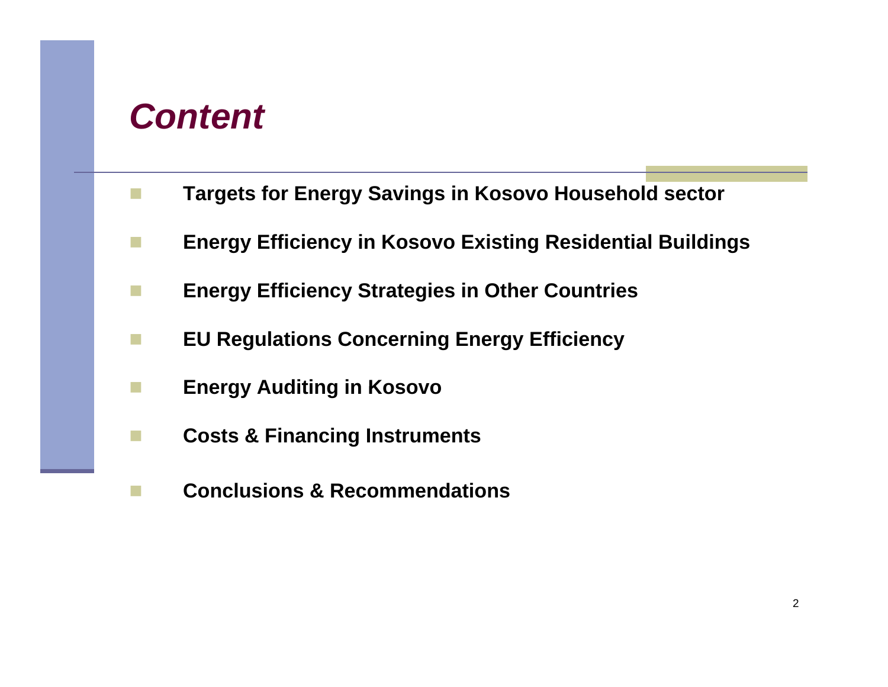# *Content*

- **Targets for Energy Savings in Kosovo Household sector**
- **Energy Efficiency in Kosovo Existing Residential Buildings**
- **Energy Efficiency Strategies in Other Countries**
- **EU Regulations Concerning Energy Efficiency**
- **Energy Auditing in Kosovo**
- **Costs & Financing Instruments**
- **Conclusions & Recommendations**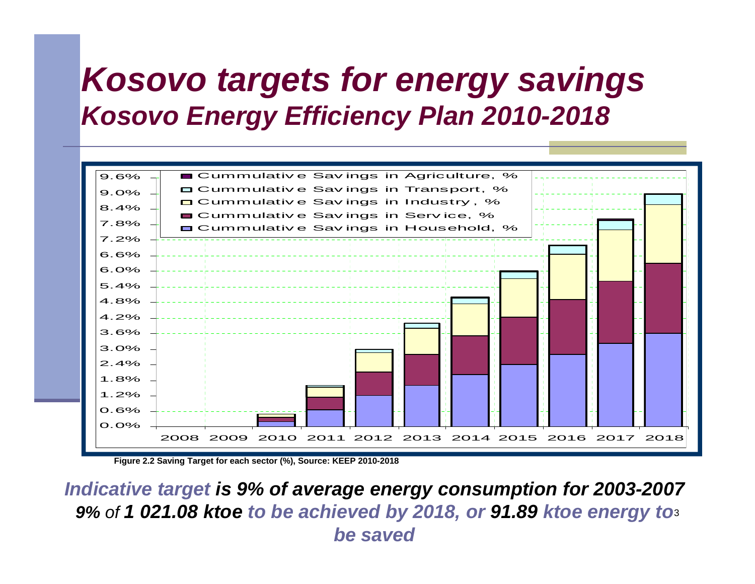# *Kosovo targets for energy savings*

## *Kosovo Energy Efficiency Plan 2010-2018*

**Figure 2.2 Saving Target for each sector (%), Source: KEEP 2010-2018**

***Indicative target is 9% of average energy consumption for 2003-2007***

***9%** of **1 021.08 ktoe** to be achieved by 2018, or **91.89** ktoe energy to be saved*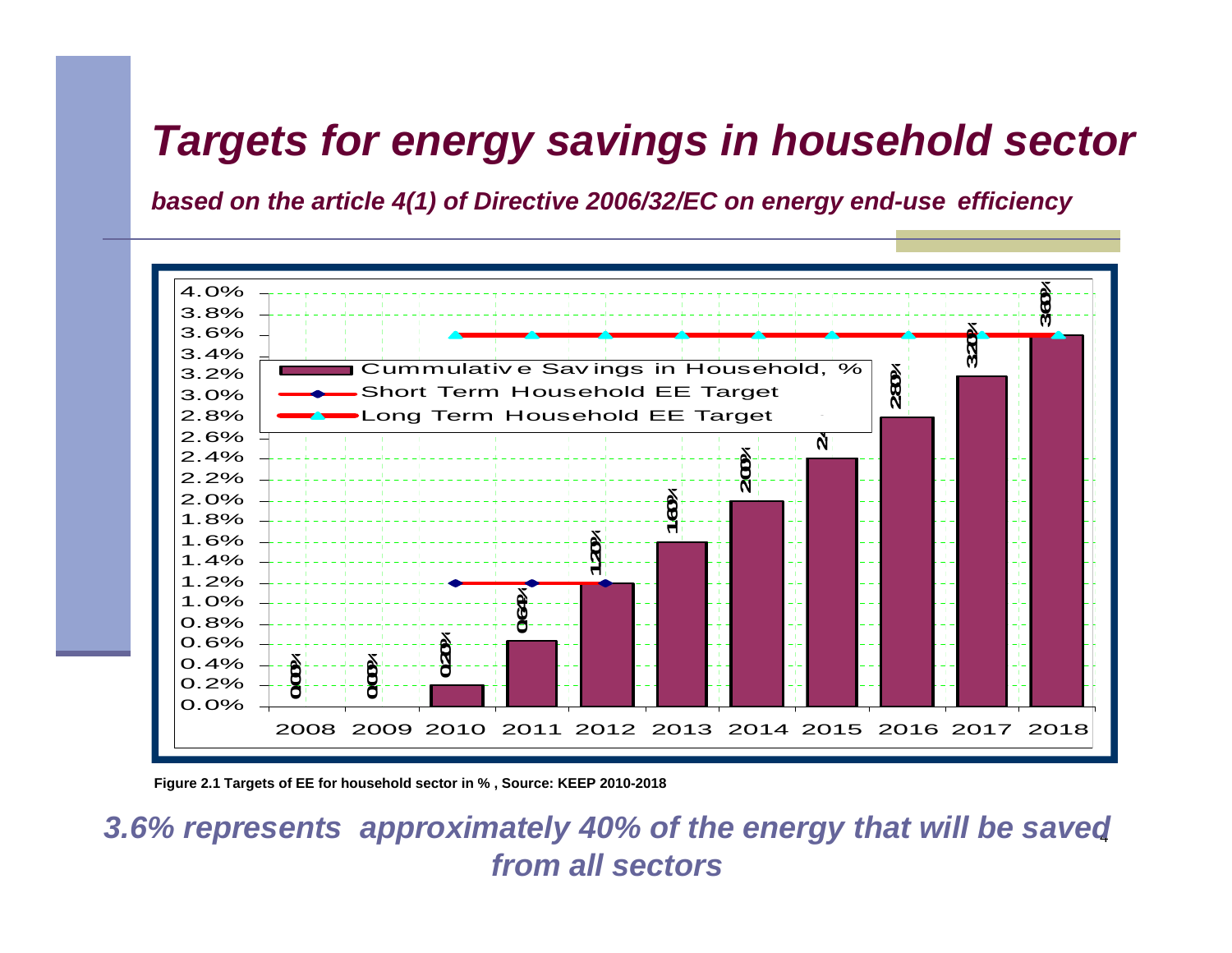# Targets for energy savings in household sector

***based on the article 4(1) of Directive 2006/32/EC on energy end-use efficiency***

Figure 2.1 Targets of EE for household sector in % , Source: KEEP 2010-2018

***3.6% represents approximately 40% of the energy that will be saved from all sectors***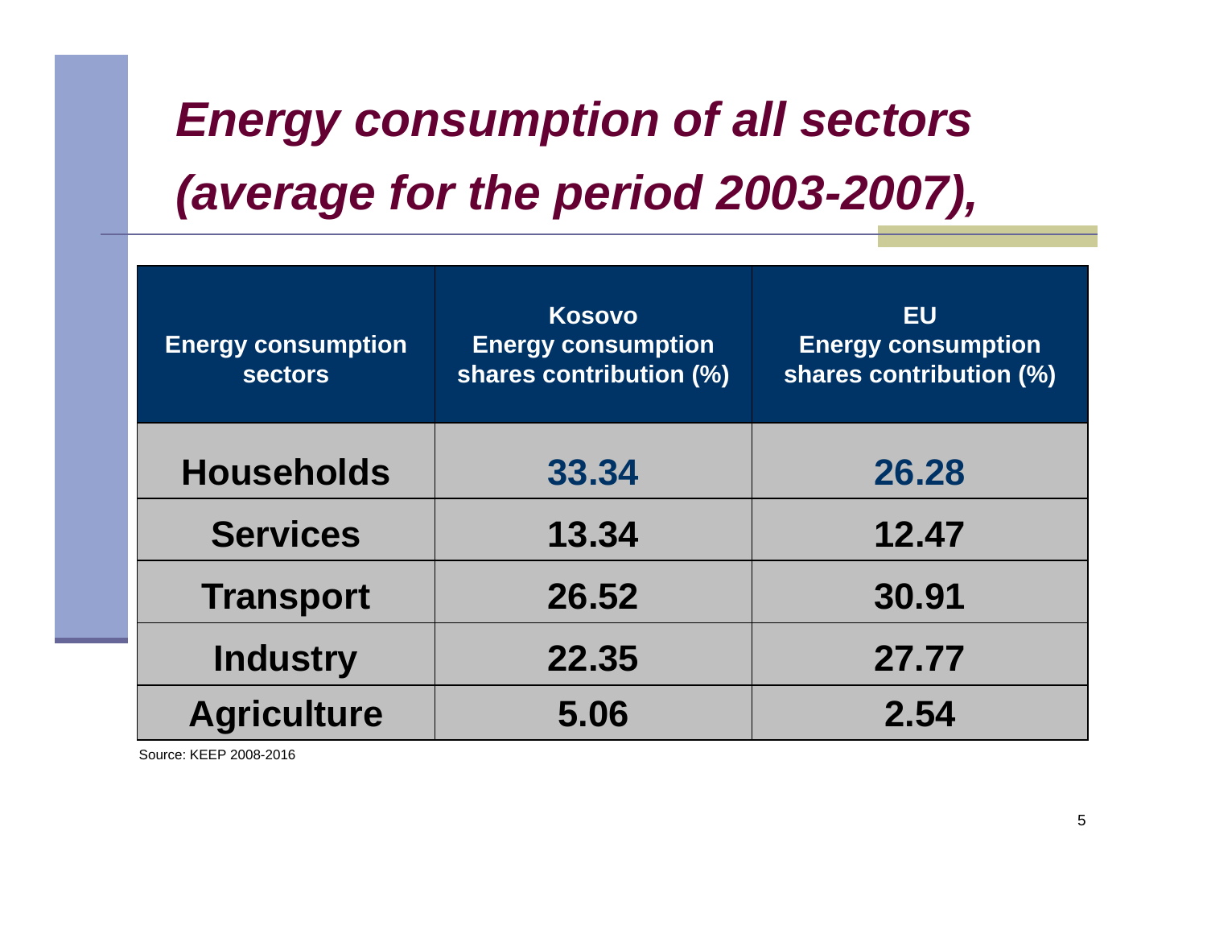# *Energy consumption of all sectors (average for the period 2003-2007),*

| Energy consumption sectors | Kosovo Energy consumption shares contribution (%) | EU Energy consumption shares contribution (%) |
|---|---|---|
| **Households** | **33.34** | **26.28** |
| **Services** | **13.34** | **12.47** |
| **Transport** | **26.52** | **30.91** |
| **Industry** | **22.35** | **27.77** |
| **Agriculture** | **5.06** | **2.54** |

Source: KEEP 2008-2016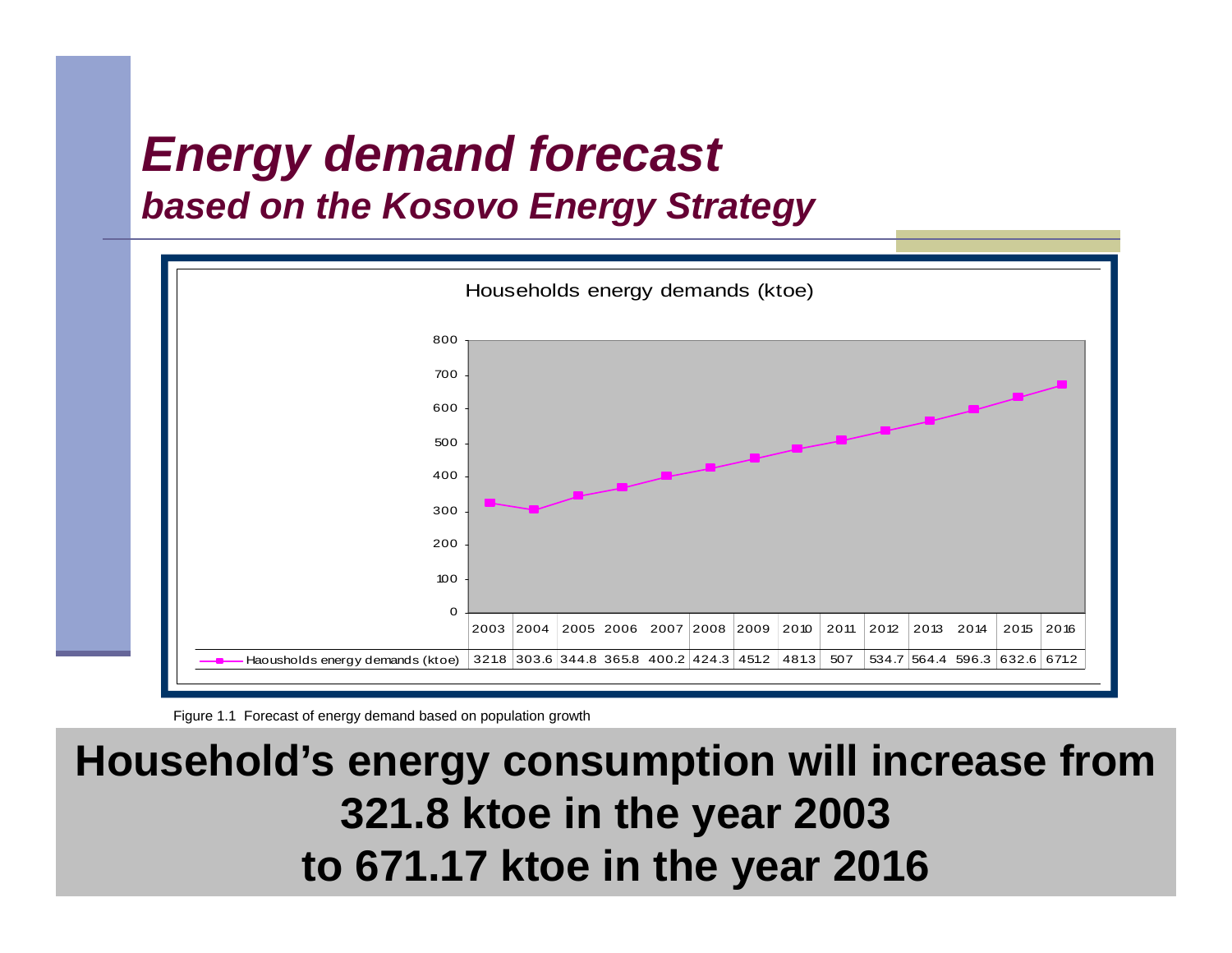# *Energy demand forecast*

## *based on the Kosovo Energy Strategy*

Households energy demands (ktoe)

| | 2003 | 2004 | 2005 | 2006 | 2007 | 2008 | 2009 | 2010 | 2011 | 2012 | 2013 | 2014 | 2015 | 2016 |
|---|---|---|---|---|---|---|---|---|---|---|---|---|---|---|
| Haousholds energy demands (ktoe) | 321.8 | 303.6 | 344.8 | 365.8 | 400.2 | 424.3 | 451.2 | 481.3 | 507 | 534.7 | 564.4 | 596.3 | 632.6 | 671.2 |

Figure 1.1 Forecast of energy demand based on population growth

**Household's energy consumption will increase from 321.8 ktoe in the year 2003 to 671.17 ktoe in the year 2016**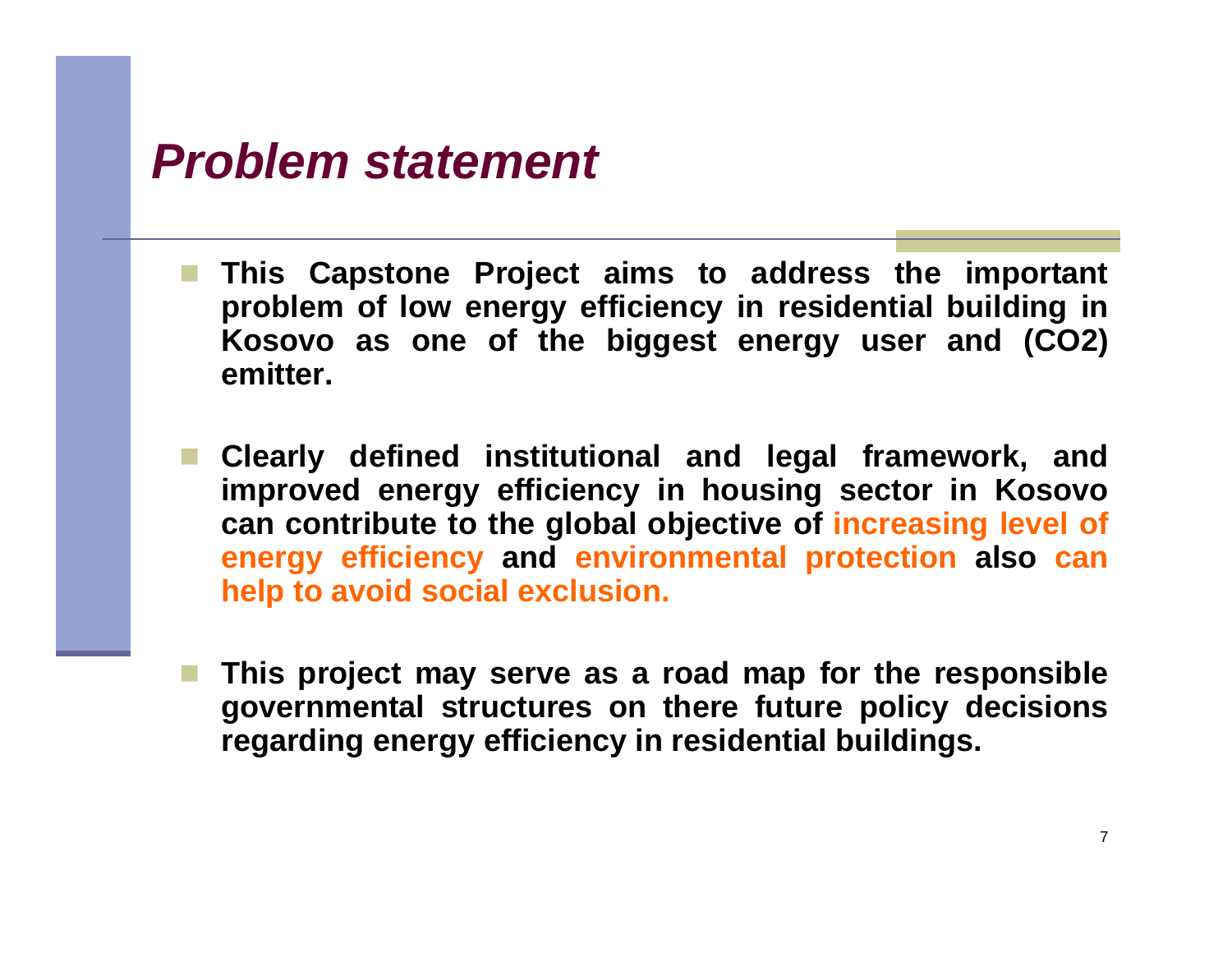# *Problem statement*

- **This Capstone Project aims to address the important problem of low energy efficiency in residential building in Kosovo as one of the biggest energy user and ($CO_2$) emitter.**
- **Clearly defined institutional and legal framework, and improved energy efficiency in housing sector in Kosovo can contribute to the global objective of increasing level of energy efficiency and environmental protection also can help to avoid social exclusion.**
- **This project may serve as a road map for the responsible governmental structures on there future policy decisions regarding energy efficiency in residential buildings.**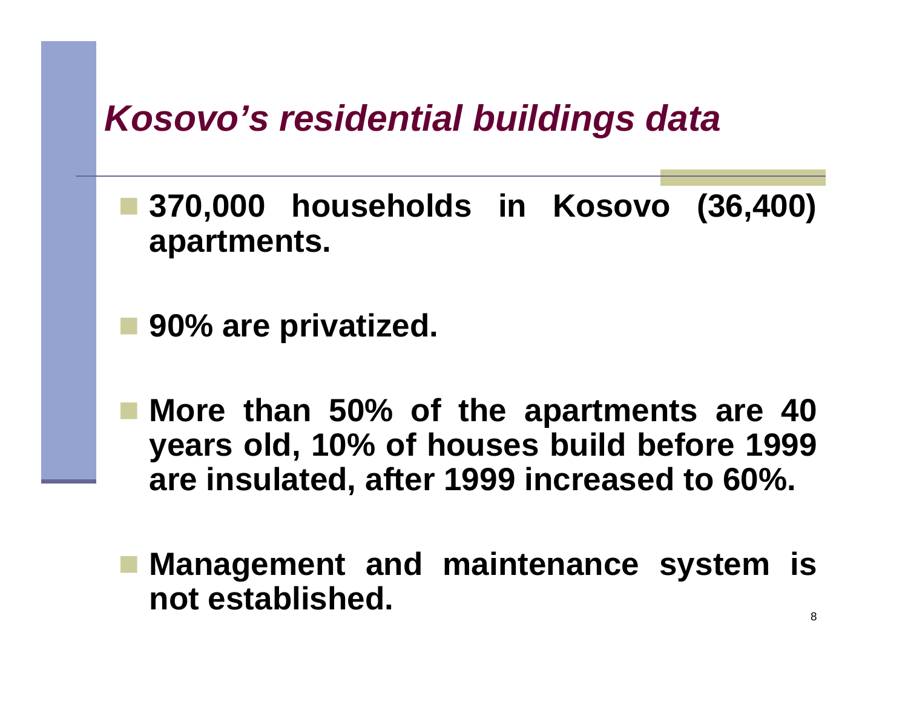# *Kosovo's residential buildings data*

- **370,000 households in Kosovo (36,400) apartments.**
- **90% are privatized.**
- **More than 50% of the apartments are 40 years old, 10% of houses build before 1999 are insulated, after 1999 increased to 60%.**
- **Management and maintenance system is not established.**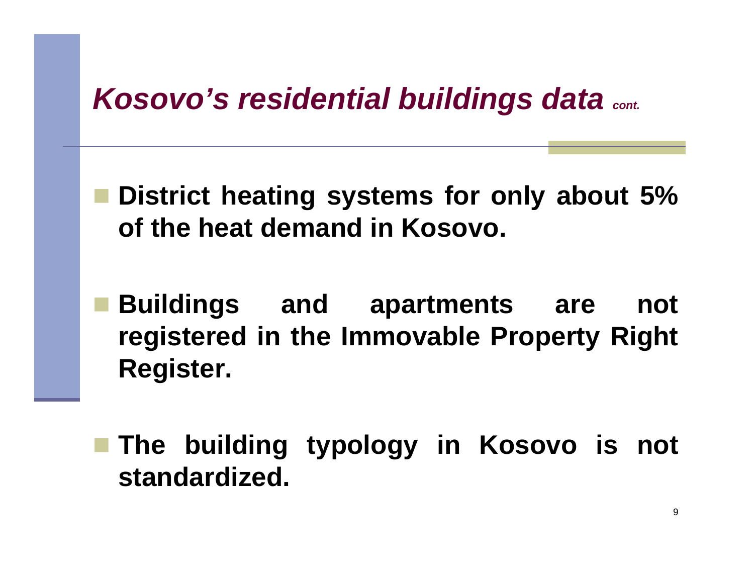# *Kosovo's residential buildings data* *cont.*

- **District heating systems for only about 5% of the heat demand in Kosovo.**

- **Buildings and apartments are not registered in the Immovable Property Right Register.**

- **The building typology in Kosovo is not standardized.**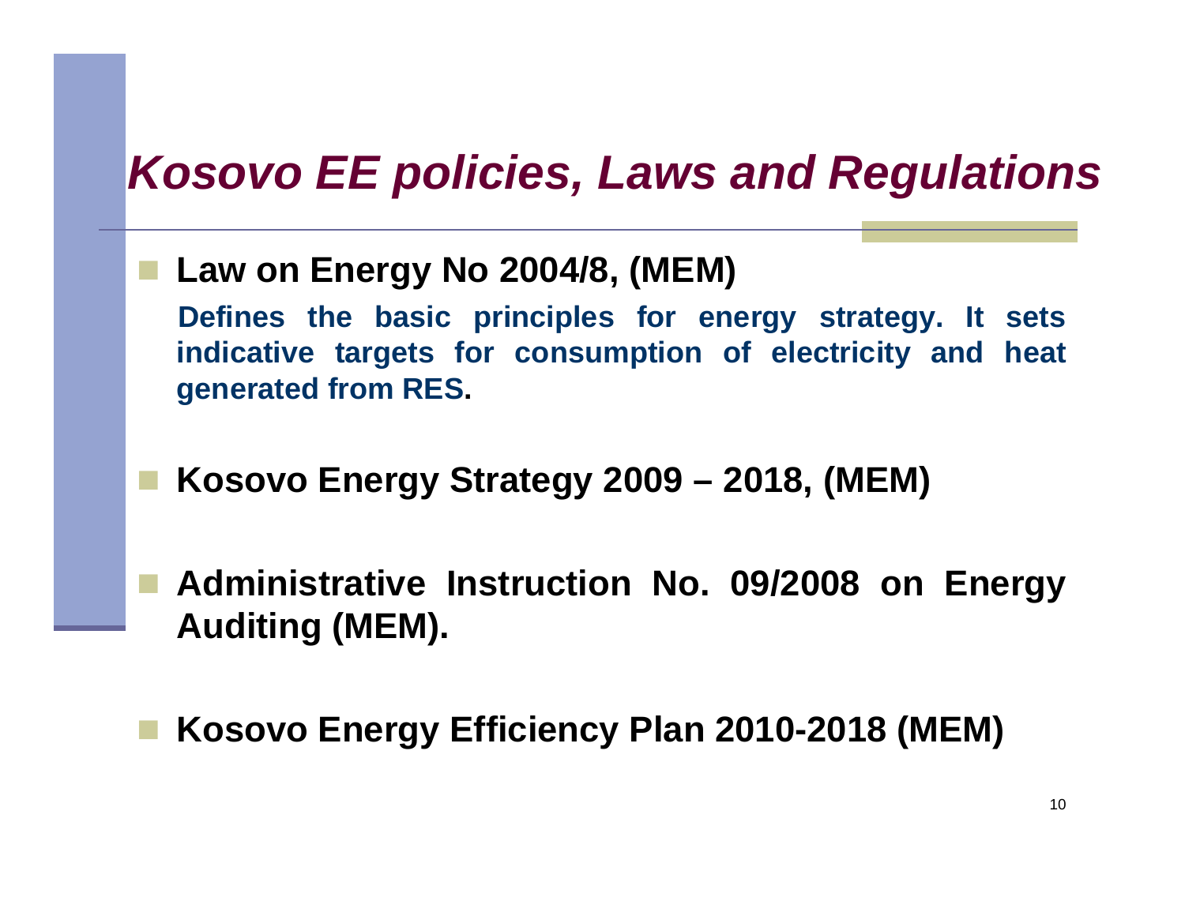# *Kosovo EE policies, Laws and Regulations*

- **Law on Energy No 2004/8, (MEM)**

  **Defines the basic principles for energy strategy. It sets indicative targets for consumption of electricity and heat generated from RES.**

- **Kosovo Energy Strategy 2009 – 2018, (MEM)**

- **Administrative Instruction No. 09/2008 on Energy Auditing (MEM).**

- **Kosovo Energy Efficiency Plan 2010-2018 (MEM)**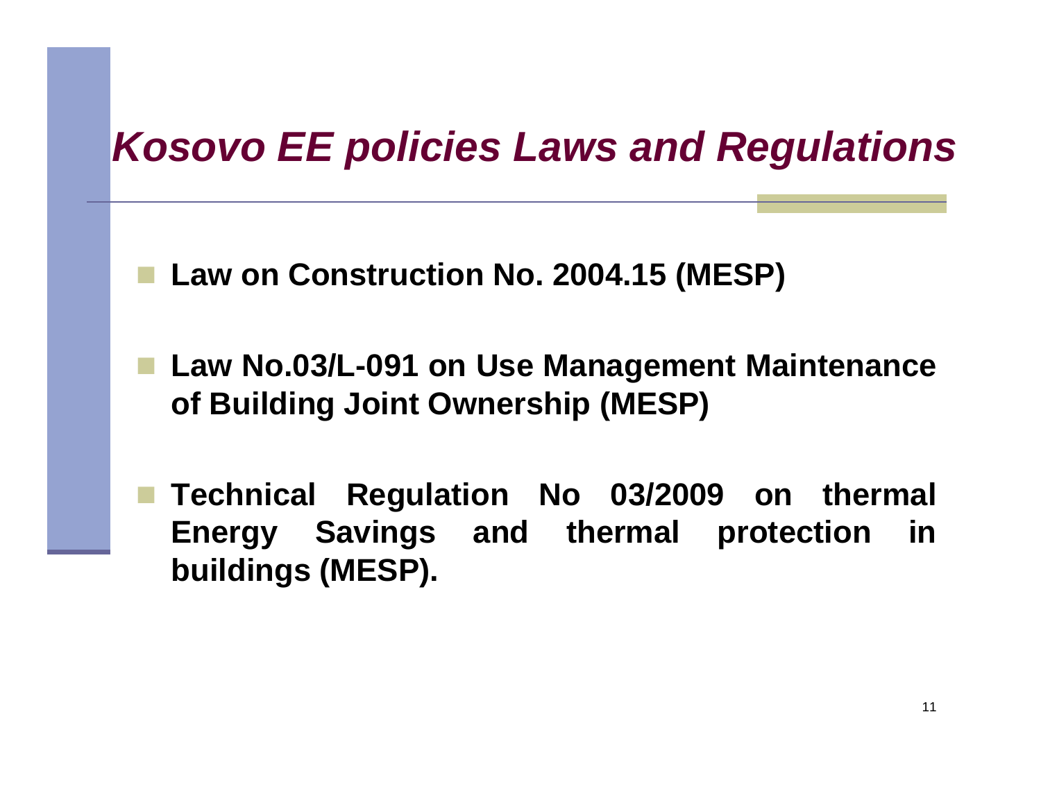# *Kosovo EE policies Laws and Regulations*

- **Law on Construction No. 2004.15 (MESP)**
- **Law No.03/L-091 on Use Management Maintenance of Building Joint Ownership (MESP)**
- **Technical Regulation No 03/2009 on thermal Energy Savings and thermal protection in buildings (MESP).**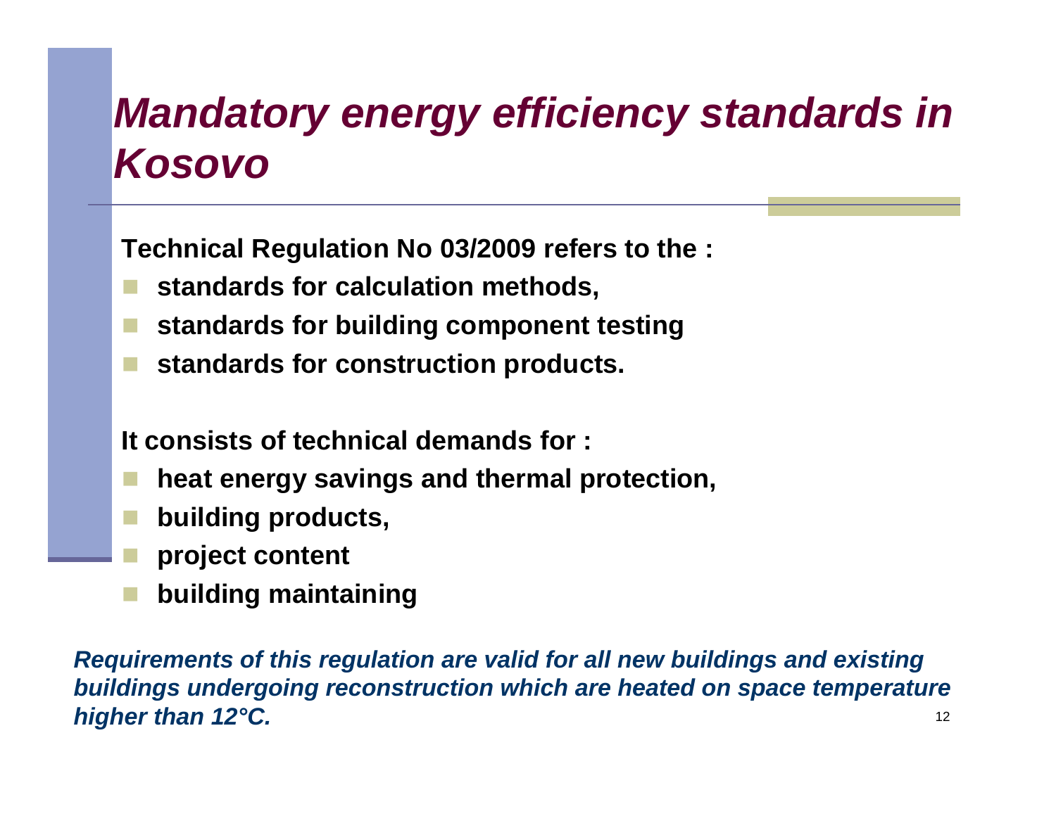# *Mandatory energy efficiency standards in Kosovo*

**Technical Regulation No 03/2009 refers to the :**

- **standards for calculation methods,**
- **standards for building component testing**
- **standards for construction products.**

**It consists of technical demands for :**

- **heat energy savings and thermal protection,**
- **building products,**
- **project content**
- **building maintaining**

***Requirements of this regulation are valid for all new buildings and existing buildings undergoing reconstruction which are heated on space temperature higher than 12°C.***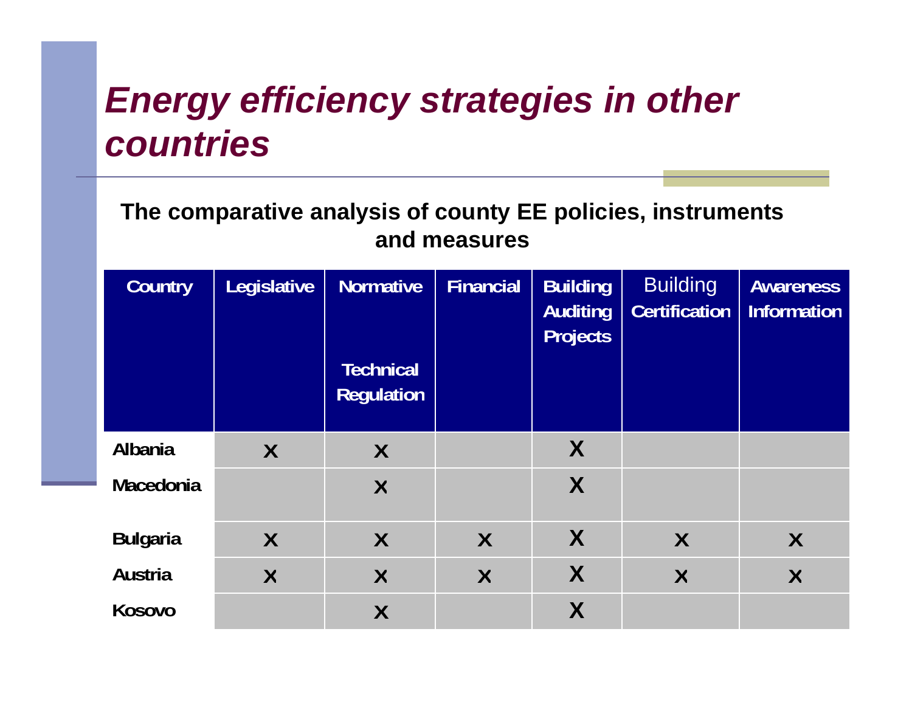# *Energy efficiency strategies in other countries*

**The comparative analysis of county EE policies, instruments and measures**

| Country | Legislative | Normative Technical Regulation | Financial | Building Auditing Projects | Building Certification | Awareness Information |
|---|---|---|---|---|---|---|
| Albania | x | x | | X | | |
| Macedonia | | x | | X | | |
| Bulgaria | x | x | x | X | x | x |
| Austria | x | x | x | X | x | x |
| Kosovo | | x | | X | | |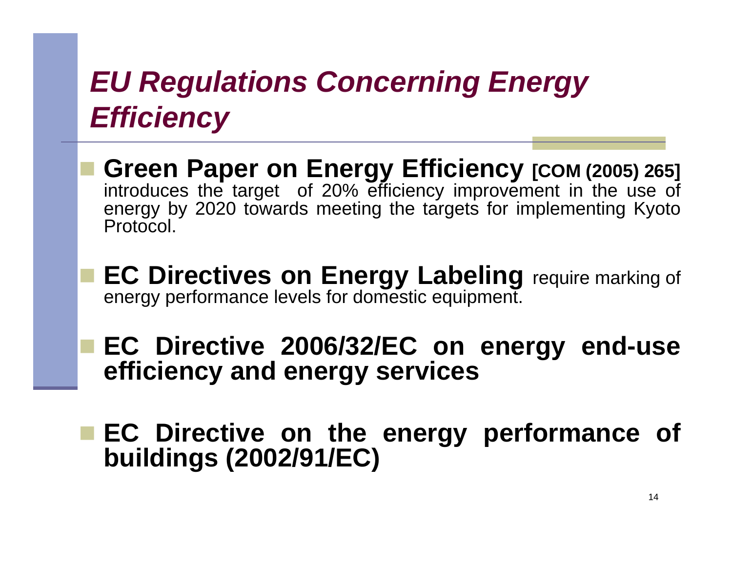# *EU Regulations Concerning Energy Efficiency*

- **Green Paper on Energy Efficiency [COM (2005) 265]** introduces the target of 20% efficiency improvement in the use of energy by 2020 towards meeting the targets for implementing Kyoto Protocol.

- **EC Directives on Energy Labeling** require marking of energy performance levels for domestic equipment.

- **EC Directive 2006/32/EC on energy end-use efficiency and energy services**

- **EC Directive on the energy performance of buildings (2002/91/EC)**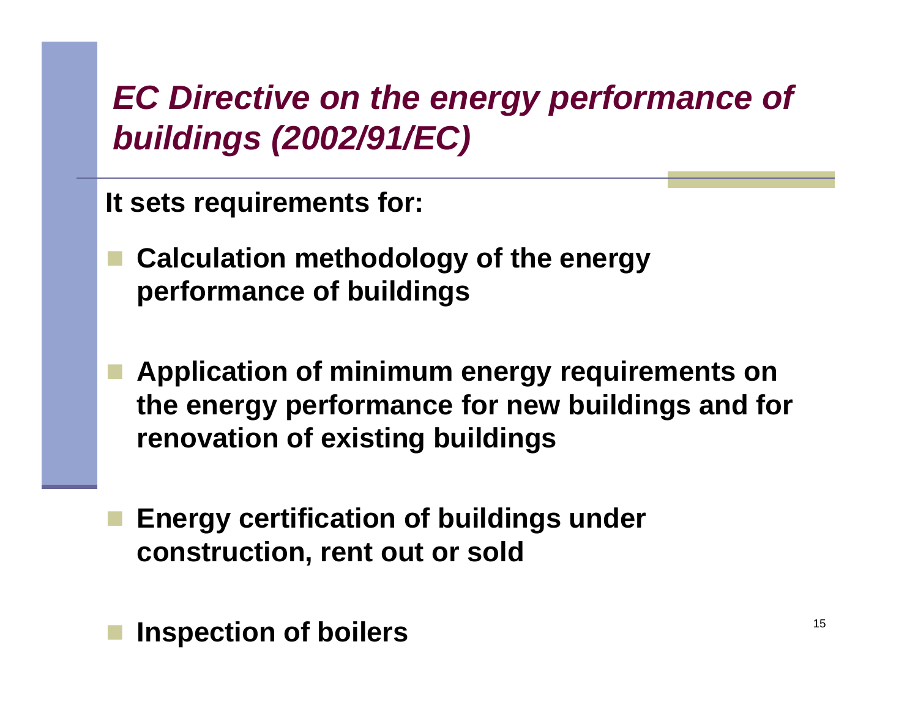# *EC Directive on the energy performance of buildings (2002/91/EC)*

**It sets requirements for:**

- **Calculation methodology of the energy performance of buildings**
- **Application of minimum energy requirements on the energy performance for new buildings and for renovation of existing buildings**
- **Energy certification of buildings under construction, rent out or sold**
- **Inspection of boilers**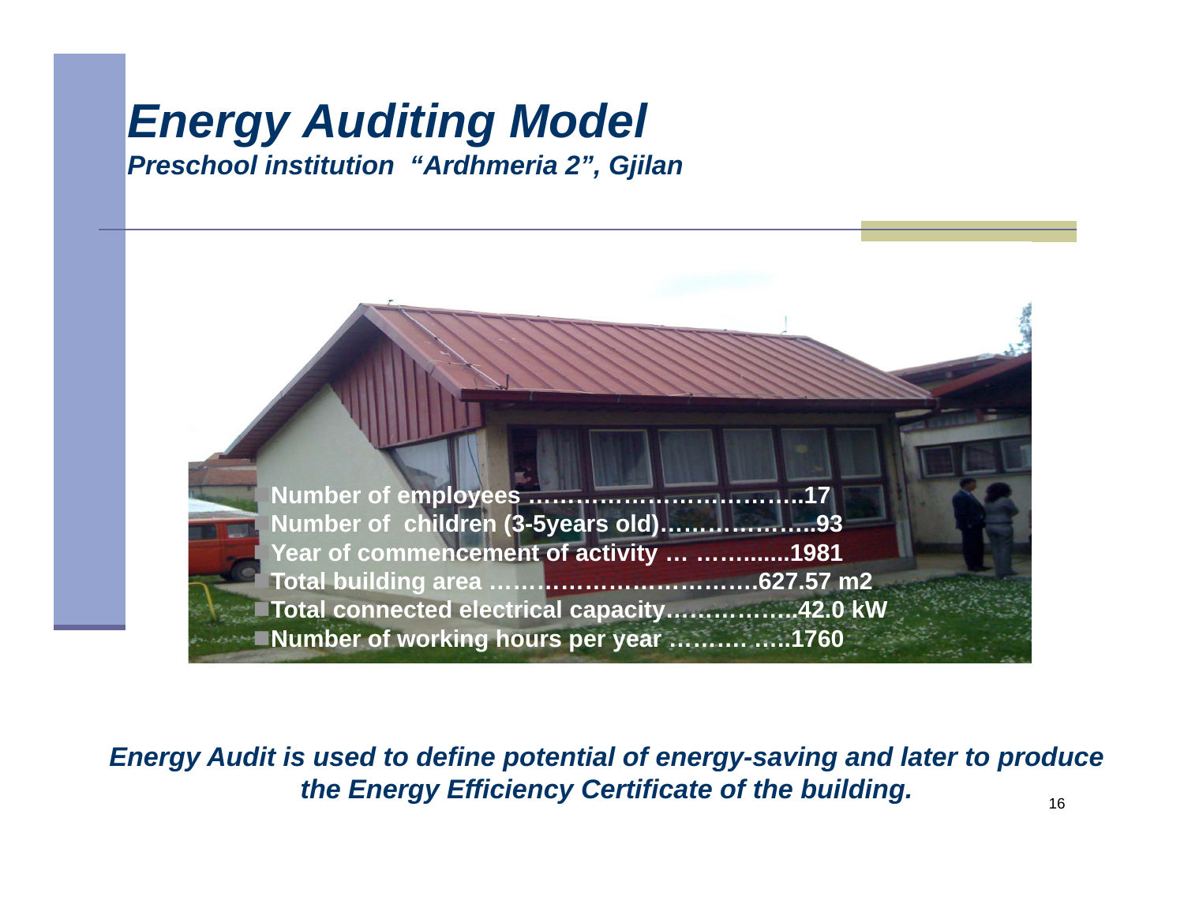# Energy Auditing Model

***Preschool institution "Ardhmeria 2", Gjilan***

- **Number of employees ……………………………..17**
- **Number of children (3-5years old)………………..93**
- **Year of commencement of activity … ……......1981**
- **Total building area ………………………………627.57 m2**
- **Total connected electrical capacity……………..42.0 kW**
- **Number of working hours per year ………. …..1760**

***Energy Audit is used to define potential of energy-saving and later to produce the Energy Efficiency Certificate of the building.***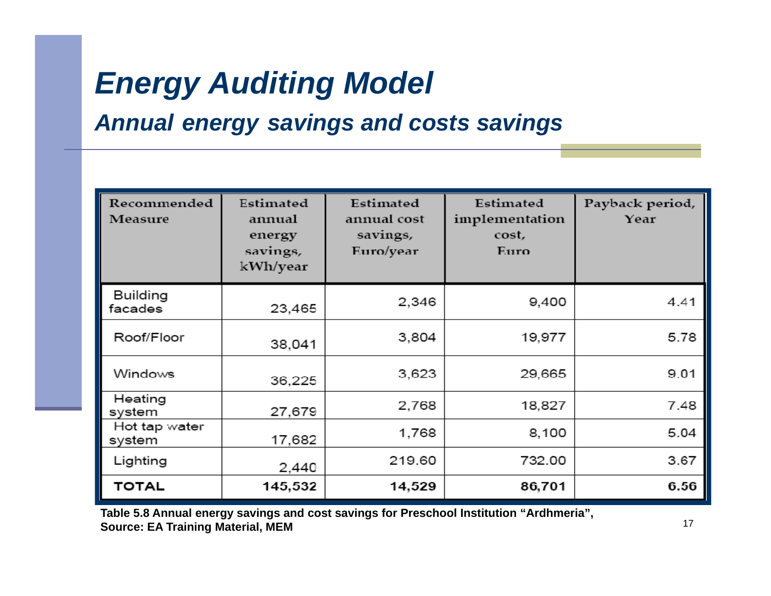# *Energy Auditing Model*

## *Annual energy savings and costs savings*

| Recommended Measure | Estimated annual energy savings, kWh/year | Estimated annual cost savings, Euro/year | Estimated implementation cost, Euro | Payback period, Year |
|---|---|---|---|---|
| Building facades | 23,465 | 2,346 | 9,400 | 4.41 |
| Roof/Floor | 38,041 | 3,804 | 19,977 | 5.78 |
| Windows | 36,225 | 3,623 | 29,665 | 9.01 |
| Heating system | 27,679 | 2,768 | 18,827 | 7.48 |
| Hot tap water system | 17,682 | 1,768 | 8,100 | 5.04 |
| Lighting | 2,440 | 219.60 | 732.00 | 3.67 |
| **TOTAL** | **145,532** | **14,529** | **86,701** | **6.56** |

**Table 5.8 Annual energy savings and cost savings for Preschool Institution "Ardhmeria", Source: EA Training Material, MEM**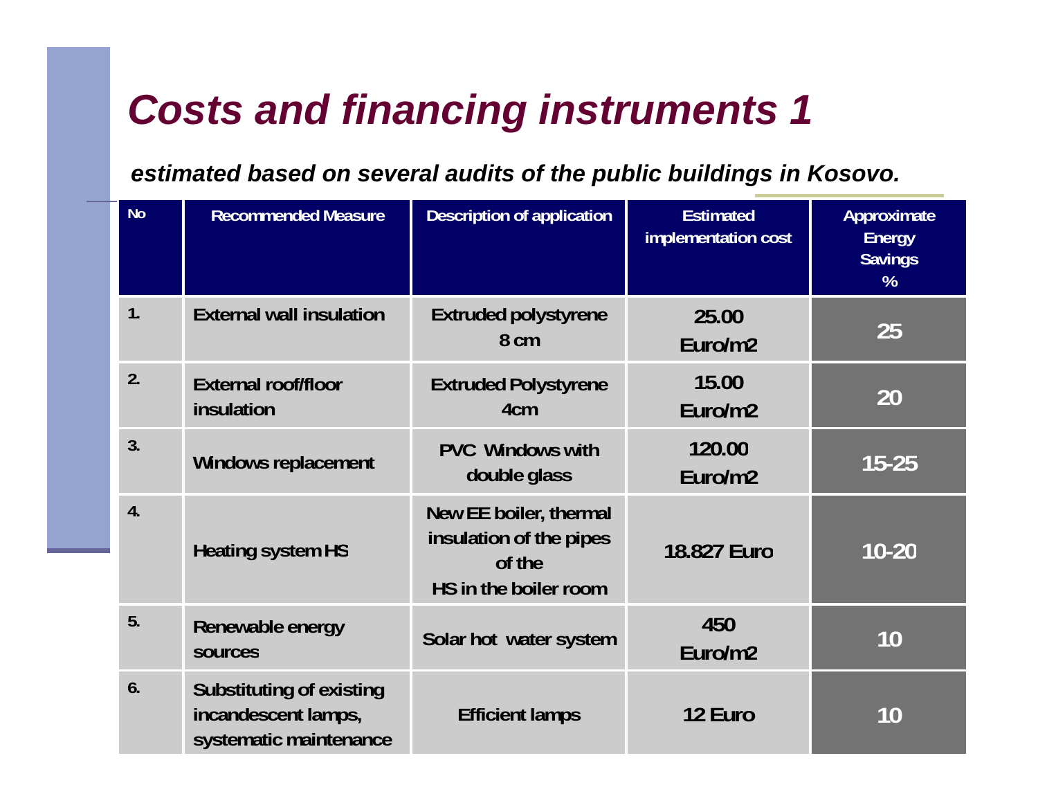# Costs and financing instruments 1

***estimated based on several audits of the public buildings in Kosovo.***

| No | Recommended Measure | Description of application | Estimated implementation cost | Approximate Energy Savings % |
|---|---|---|---|---|
| 1. | External wall insulation | Extruded polystyrene 8 cm | 25.00 Euro/m2 | 25 |
| 2. | External roof/floor insulation | Extruded Polystyrene 4cm | 15.00 Euro/m2 | 20 |
| 3. | Windows replacement | PVC Windows with double glass | 120.00 Euro/m2 | 15-25 |
| 4. | Heating system HS | New EE boiler, thermal insulation of the pipes of the HS in the boiler room | 18.827 Euro | 10-20 |
| 5. | Renewable energy sources | Solar hot water system | 450 Euro/m2 | 10 |
| 6. | Substituting of existing incandescent lamps, systematic maintenance | Efficient lamps | 12 Euro | 10 |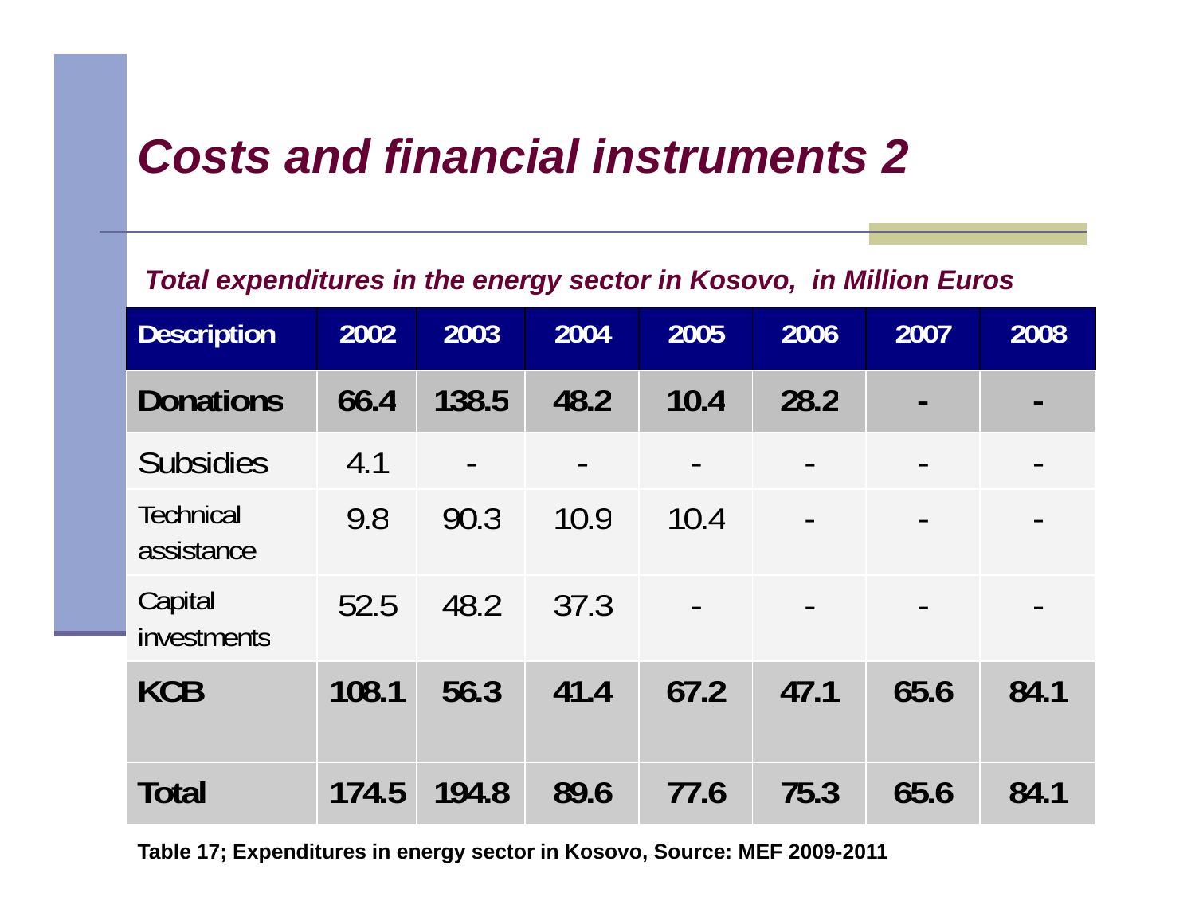# *Costs and financial instruments 2*

***Total expenditures in the energy sector in Kosovo, in Million Euros***

| Description | 2002 | 2003 | 2004 | 2005 | 2006 | 2007 | 2008 |
|---|---|---|---|---|---|---|---|
| **Donations** | **66.4** | **138.5** | **48.2** | **10.4** | **28.2** | **-** | **-** |
| Subsidies | 4.1 | - | - | - | - | - | - |
| Technical assistance | 9.8 | 90.3 | 10.9 | 10.4 | - | - | - |
| Capital investments | 52.5 | 48.2 | 37.3 | - | - | - | - |
| **KCB** | **108.1** | **56.3** | **41.4** | **67.2** | **47.1** | **65.6** | **84.1** |
| **Total** | **174.5** | **194.8** | **89.6** | **77.6** | **75.3** | **65.6** | **84.1** |

**Table 17; Expenditures in energy sector in Kosovo, Source: MEF 2009-2011**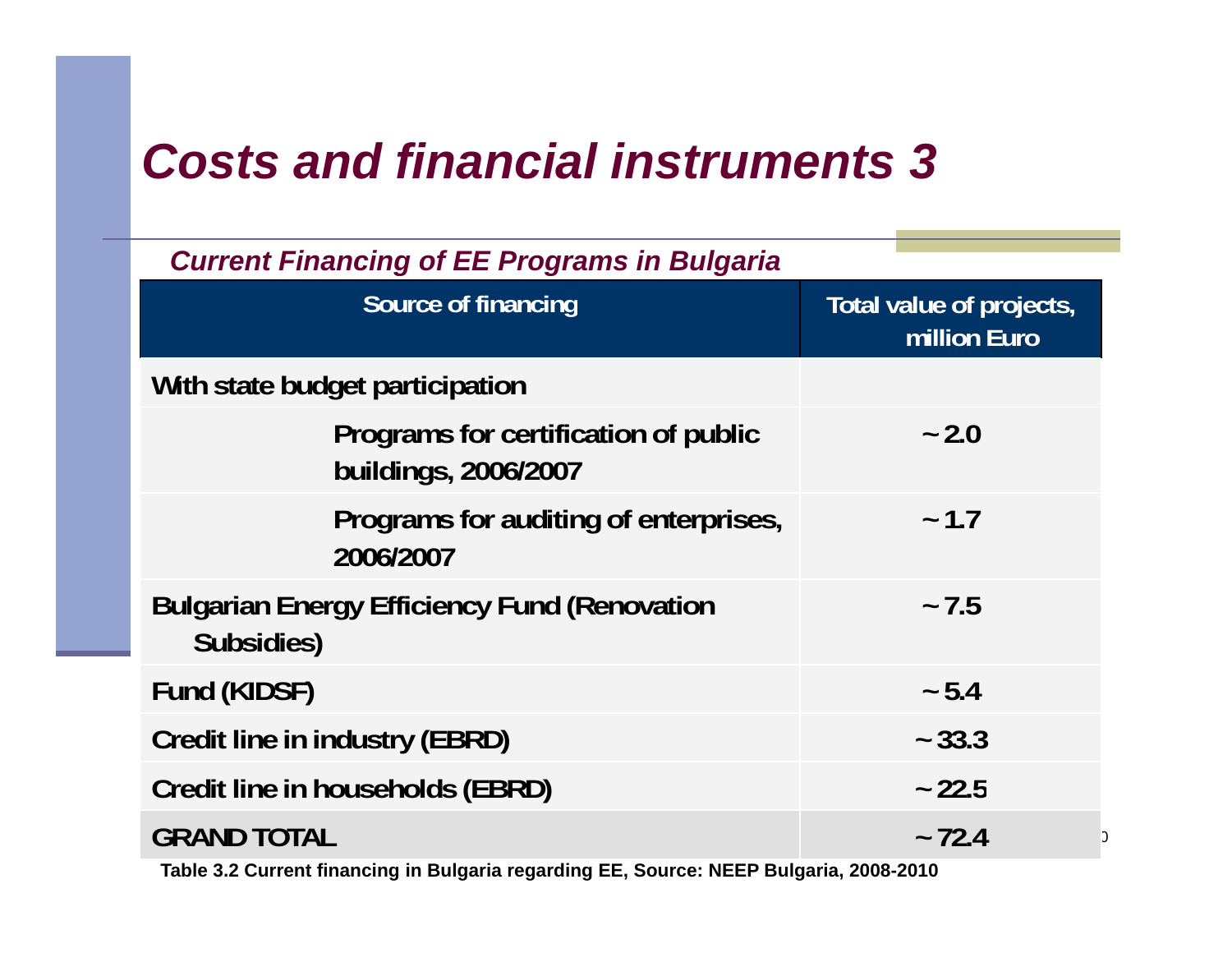# Costs and financial instruments 3

*Current Financing of EE Programs in Bulgaria*

| Source of financing | Total value of projects, million Euro |
|---|---|
| **With state budget participation** | |
| **Programs for certification of public buildings, 2006/2007** | **~ 2.0** |
| **Programs for auditing of enterprises, 2006/2007** | **~ 1.7** |
| **Bulgarian Energy Efficiency Fund (Renovation Subsidies)** | **~ 7.5** |
| **Fund (KIDSF)** | **~ 5.4** |
| **Credit line in industry (EBRD)** | **~ 33.3** |
| **Credit line in households (EBRD)** | **~ 22.5** |
| **GRAND TOTAL** | **~ 72.4** |

**Table 3.2 Current financing in Bulgaria regarding EE, Source: NEEP Bulgaria, 2008-2010**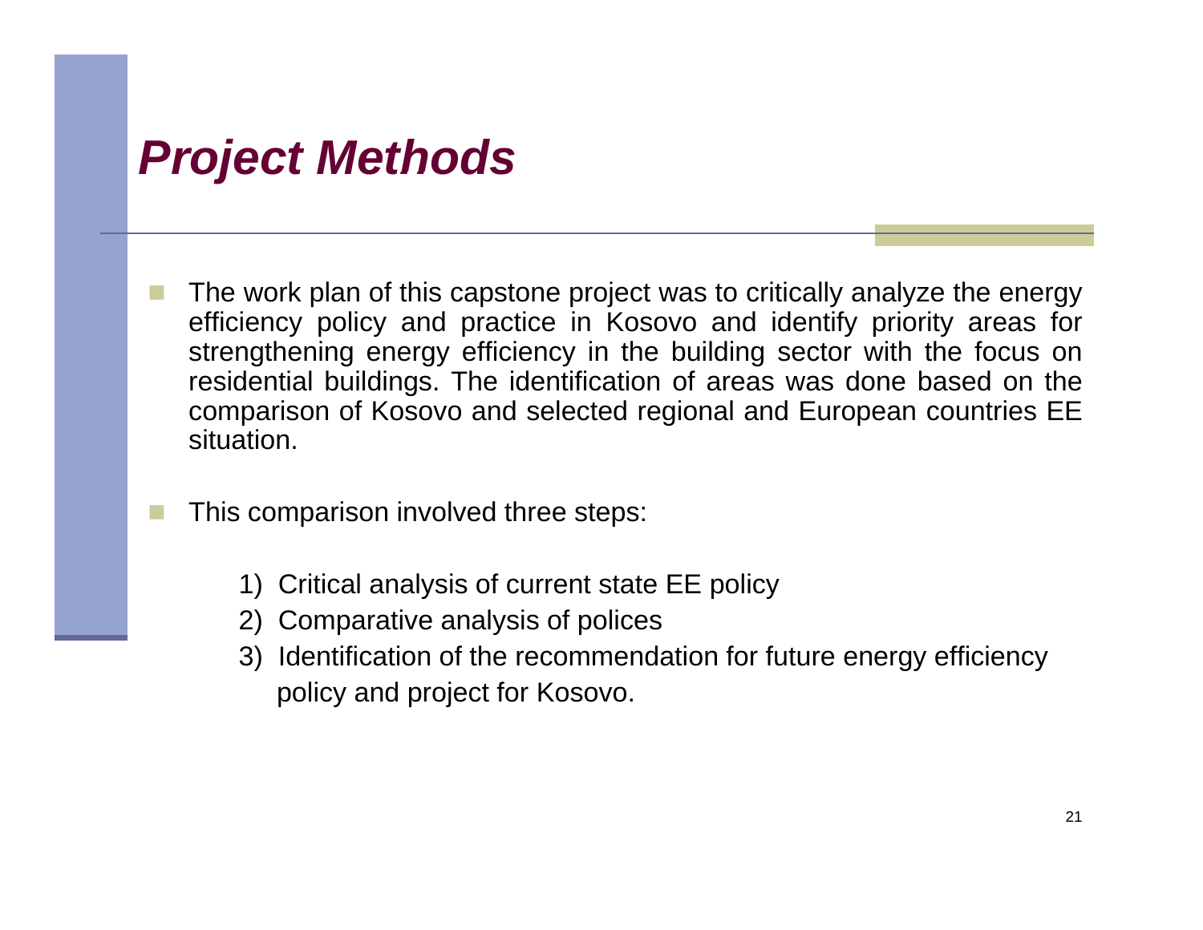# Project Methods

- The work plan of this capstone project was to critically analyze the energy efficiency policy and practice in Kosovo and identify priority areas for strengthening energy efficiency in the building sector with the focus on residential buildings. The identification of areas was done based on the comparison of Kosovo and selected regional and European countries EE situation.

- This comparison involved three steps:

  1) Critical analysis of current state EE policy
  2) Comparative analysis of polices
  3) Identification of the recommendation for future energy efficiency policy and project for Kosovo.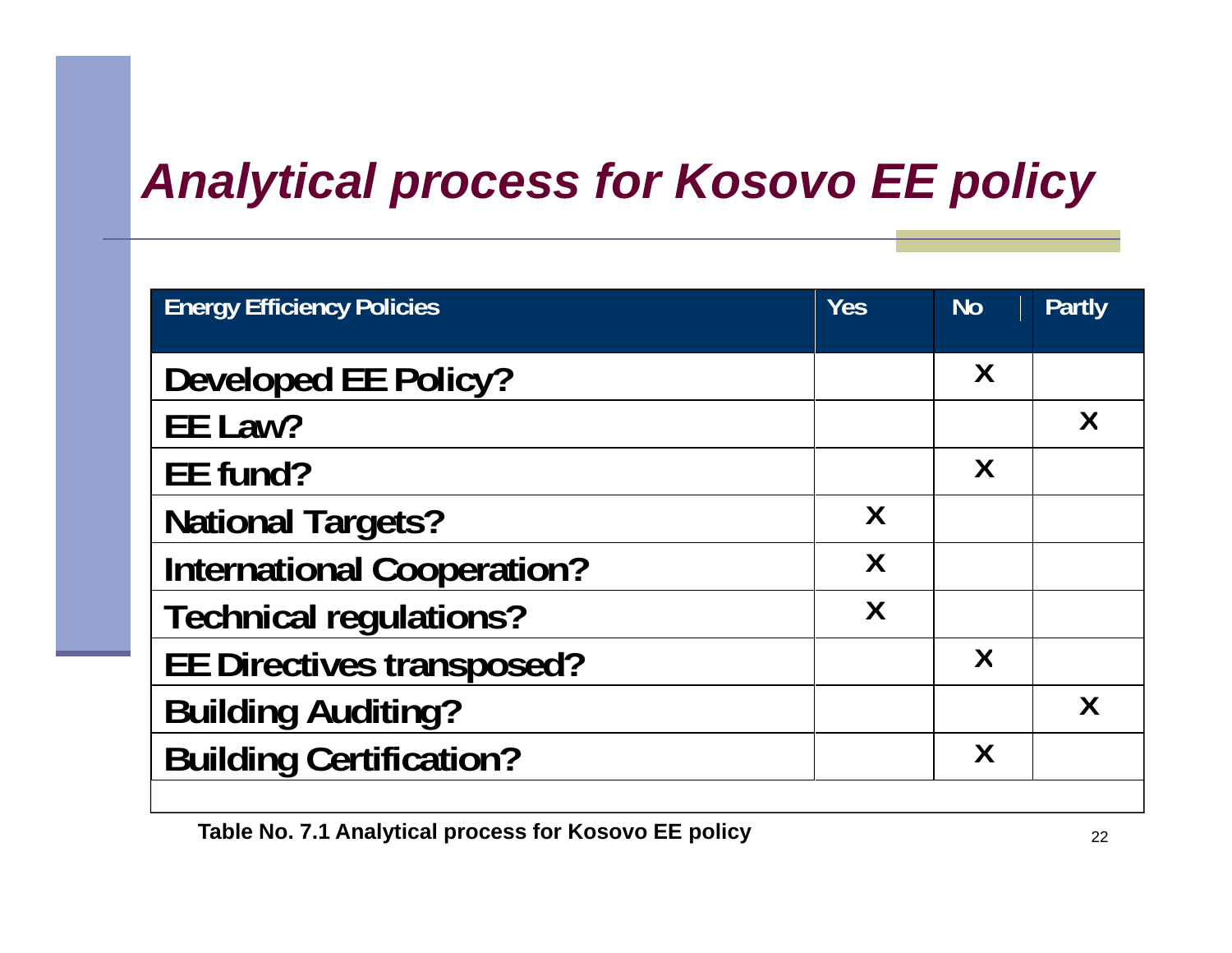# *Analytical process for Kosovo EE policy*

| Energy Efficiency Policies | Yes | No | Partly |
|---|---|---|---|
| Developed EE Policy? | | X | |
| EE Law? | | | X |
| EE fund? | | X | |
| National Targets? | X | | |
| International Cooperation? | X | | |
| Technical regulations? | X | | |
| EE Directives transposed? | | X | |
| Building Auditing? | | | X |
| Building Certification? | | X | |

**Table No. 7.1 Analytical process for Kosovo EE policy**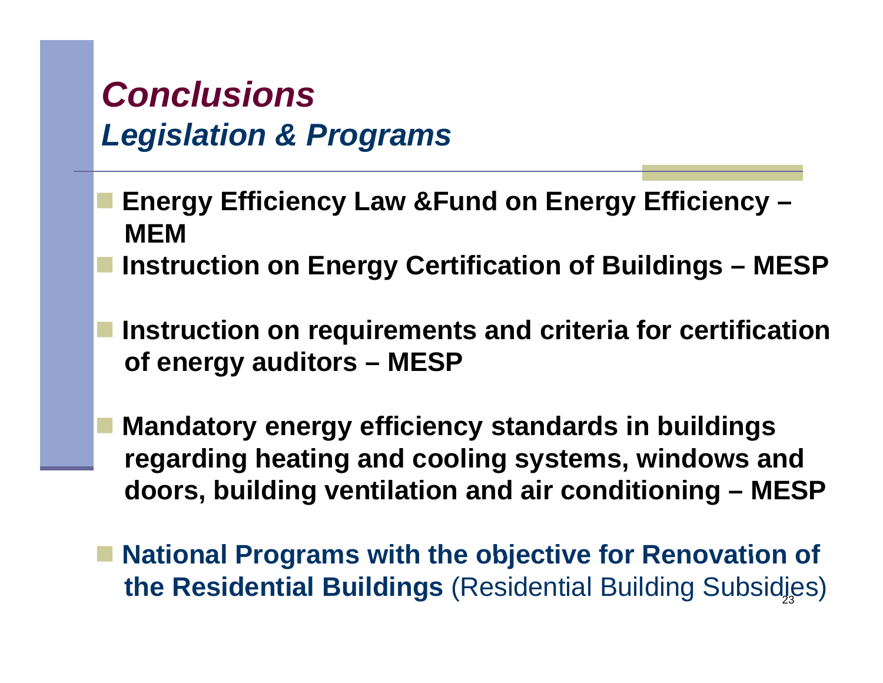# *Conclusions*

## *Legislation & Programs*

- **Energy Efficiency Law &Fund on Energy Efficiency – MEM**
- **Instruction on Energy Certification of Buildings – MESP**
- **Instruction on requirements and criteria for certification of energy auditors – MESP**
- **Mandatory energy efficiency standards in buildings regarding heating and cooling systems, windows and doors, building ventilation and air conditioning – MESP**
- **National Programs with the objective for Renovation of the Residential Buildings** (Residential Building Subsidies)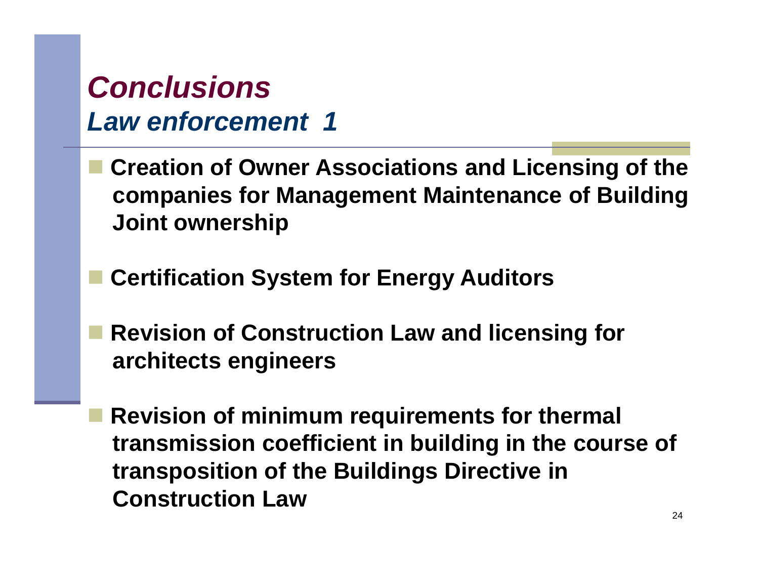# *Conclusions*

## *Law enforcement 1*

- **Creation of Owner Associations and Licensing of the companies for Management Maintenance of Building Joint ownership**

- **Certification System for Energy Auditors**

- **Revision of Construction Law and licensing for architects engineers**

- **Revision of minimum requirements for thermal transmission coefficient in building in the course of transposition of the Buildings Directive in Construction Law**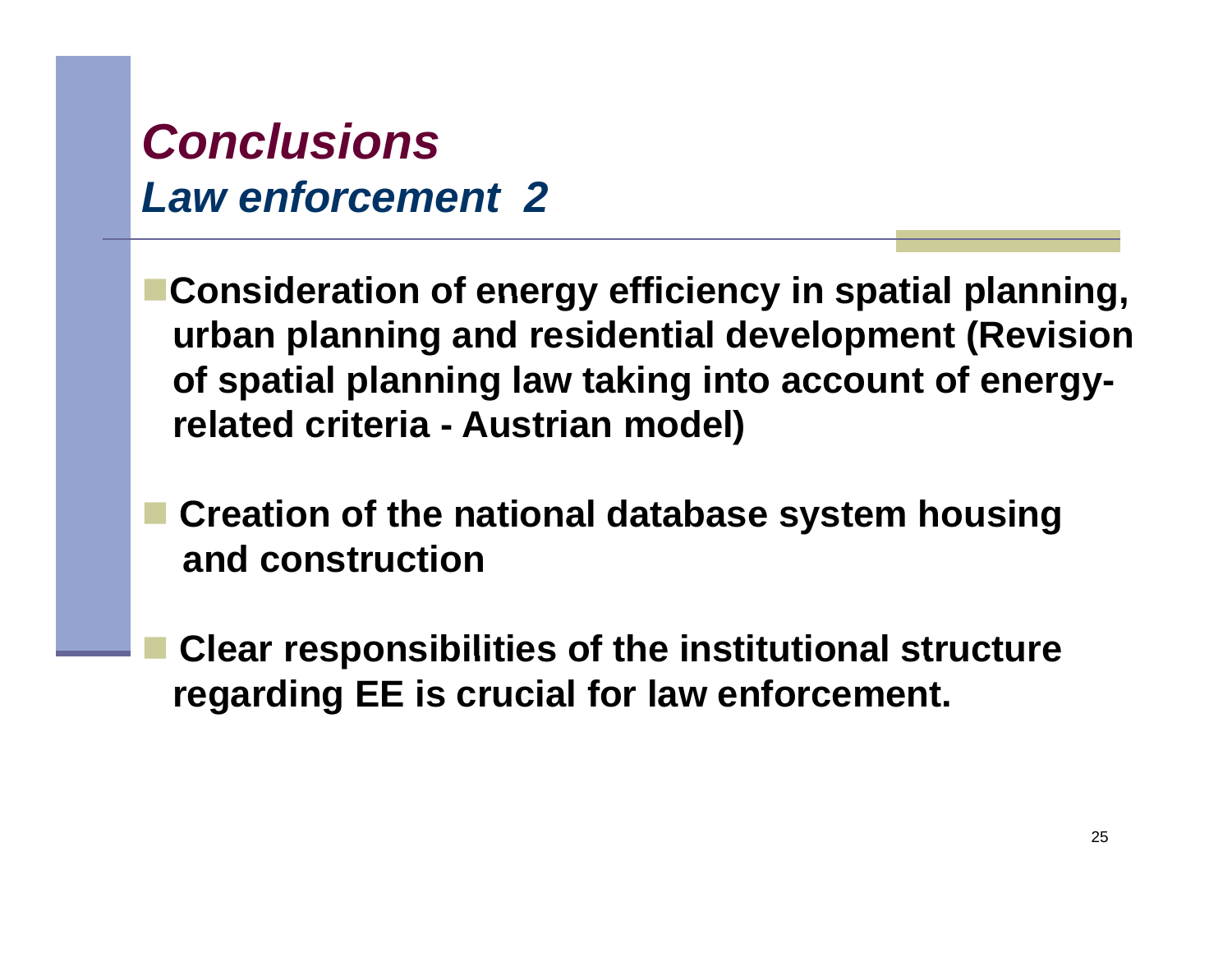# *Conclusions*

## *Law enforcement 2*

- **Consideration of energy efficiency in spatial planning, urban planning and residential development (Revision of spatial planning law taking into account of energy-related criteria - Austrian model)**

- **Creation of the national database system housing and construction**

- **Clear responsibilities of the institutional structure regarding EE is crucial for law enforcement.**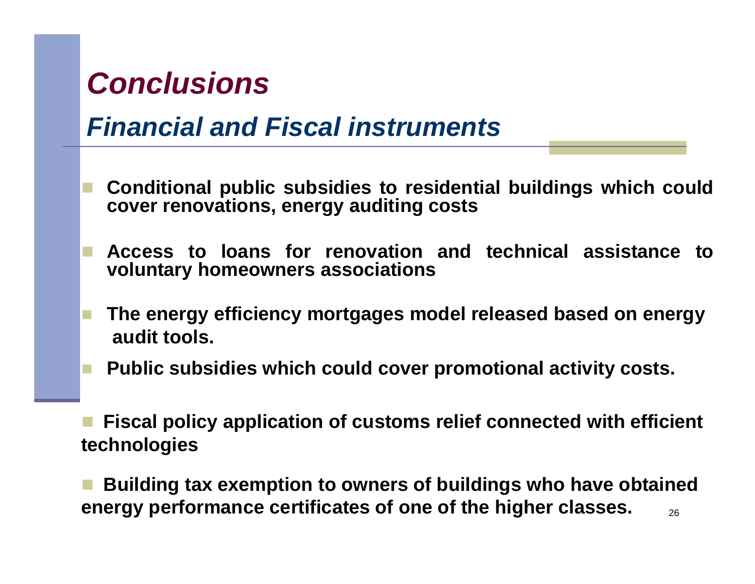# *Conclusions*

## *Financial and Fiscal instruments*

- **Conditional public subsidies to residential buildings which could cover renovations, energy auditing costs**
- **Access to loans for renovation and technical assistance to voluntary homeowners associations**
- **The energy efficiency mortgages model released based on energy audit tools.**
- **Public subsidies which could cover promotional activity costs.**
- **Fiscal policy application of customs relief connected with efficient technologies**
- **Building tax exemption to owners of buildings who have obtained energy performance certificates of one of the higher classes.**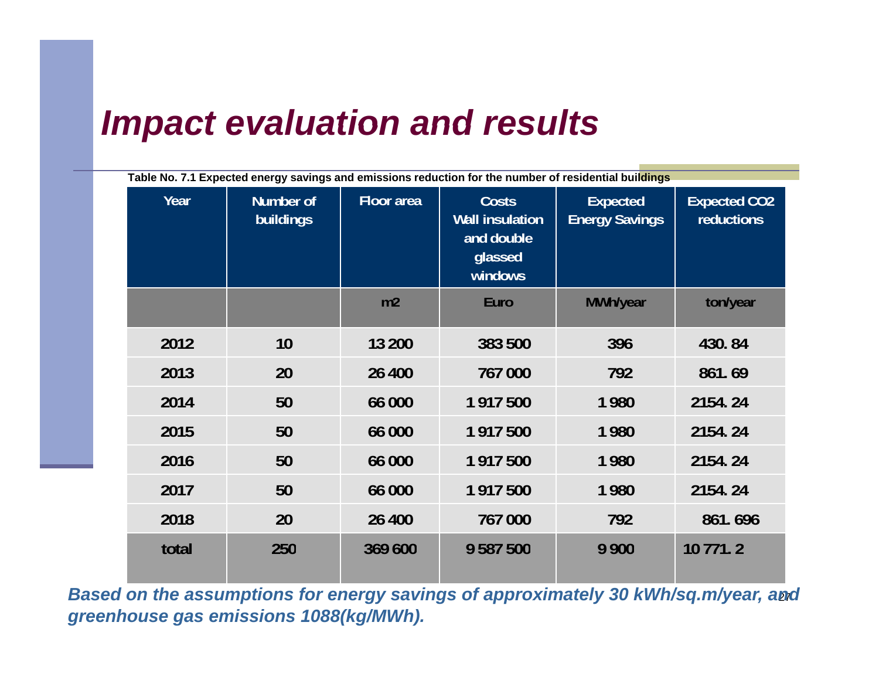# *Impact evaluation and results*

**Table No. 7.1 Expected energy savings and emissions reduction for the number of residential buildings**

| Year | Number of buildings | Floor area | Costs Wall insulation and double glassed windows | Expected Energy Savings | Expected CO2 reductions |
|---|---|---|---|---|---|
| | | m2 | Euro | MWh/year | ton/year |
| 2012 | 10 | 13 200 | 383 500 | 396 | 430. 84 |
| 2013 | 20 | 26 400 | 767 000 | 792 | 861. 69 |
| 2014 | 50 | 66 000 | 1 917 500 | 1 980 | 2154. 24 |
| 2015 | 50 | 66 000 | 1 917 500 | 1 980 | 2154. 24 |
| 2016 | 50 | 66 000 | 1 917 500 | 1 980 | 2154. 24 |
| 2017 | 50 | 66 000 | 1 917 500 | 1 980 | 2154. 24 |
| 2018 | 20 | 26 400 | 767 000 | 792 | 861. 696 |
| total | 250 | 369 600 | 9 587 500 | 9 900 | 10 771. 2 |

***Based on the assumptions for energy savings of approximately 30 kWh/sq.m/year, and greenhouse gas emissions 1088(kg/MWh).***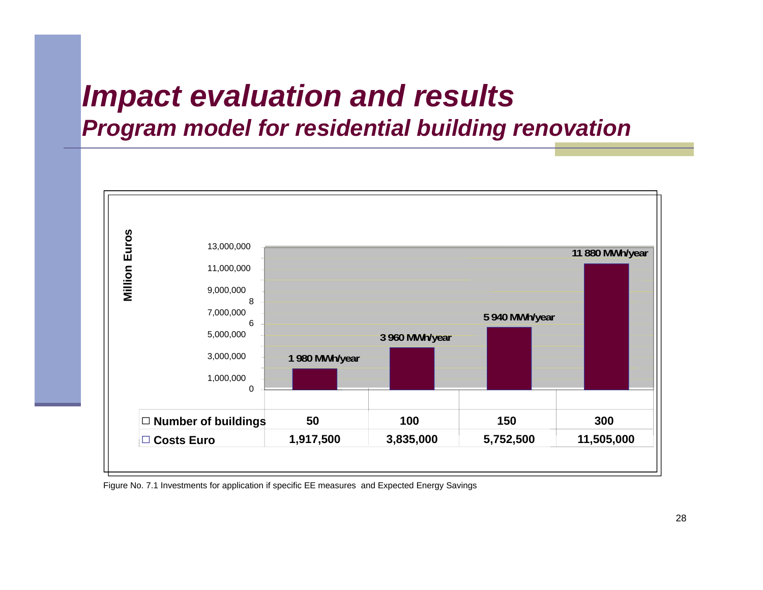# *Impact evaluation and results*

## *Program model for residential building renovation*

Million Euros

| | 1 980 MWh/year | 3 960 MWh/year | 5 940 MWh/year | 11 880 MWh/year |
|---|---|---|---|---|
| **Number of buildings** | **50** | **100** | **150** | **300** |
| **Costs Euro** | **1,917,500** | **3,835,000** | **5,752,500** | **11,505,000** |

Figure No. 7.1 Investments for application if specific EE measures and Expected Energy Savings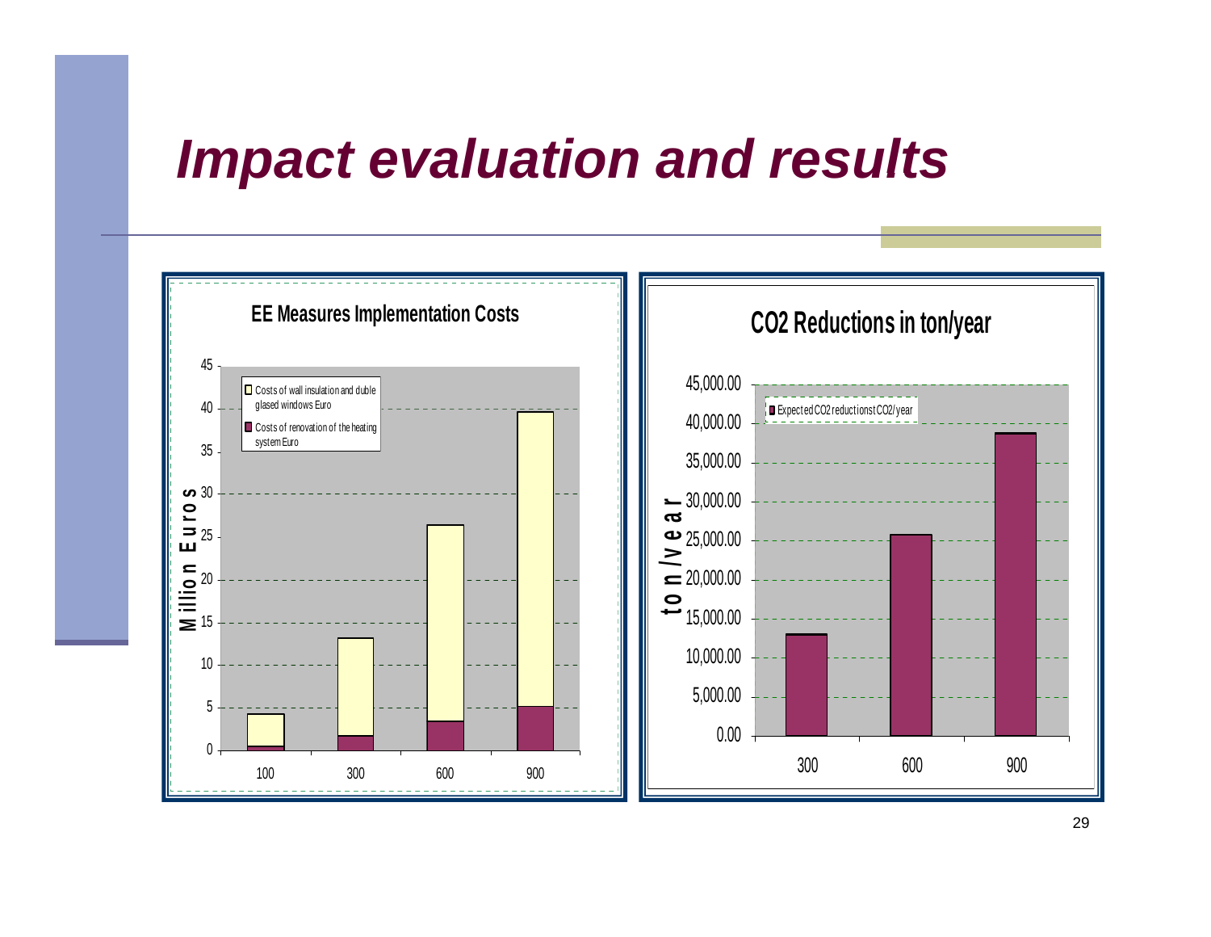# Impact evaluation and results

**EE Measures Implementation Costs**

Million Euros

- Costs of wall insulation and duble glased windows Euro
- Costs of renovation of the heating system Euro

45, 40, 35, 30, 25, 20, 15, 10, 5, 0

100, 300, 600, 900

**CO2 Reductions in ton/year**

ton/year

- Expected CO2 reductionst CO2/year

45,000.00, 40,000.00, 35,000.00, 30,000.00, 25,000.00, 20,000.00, 15,000.00, 10,000.00, 5,000.00, 0.00

300, 600, 900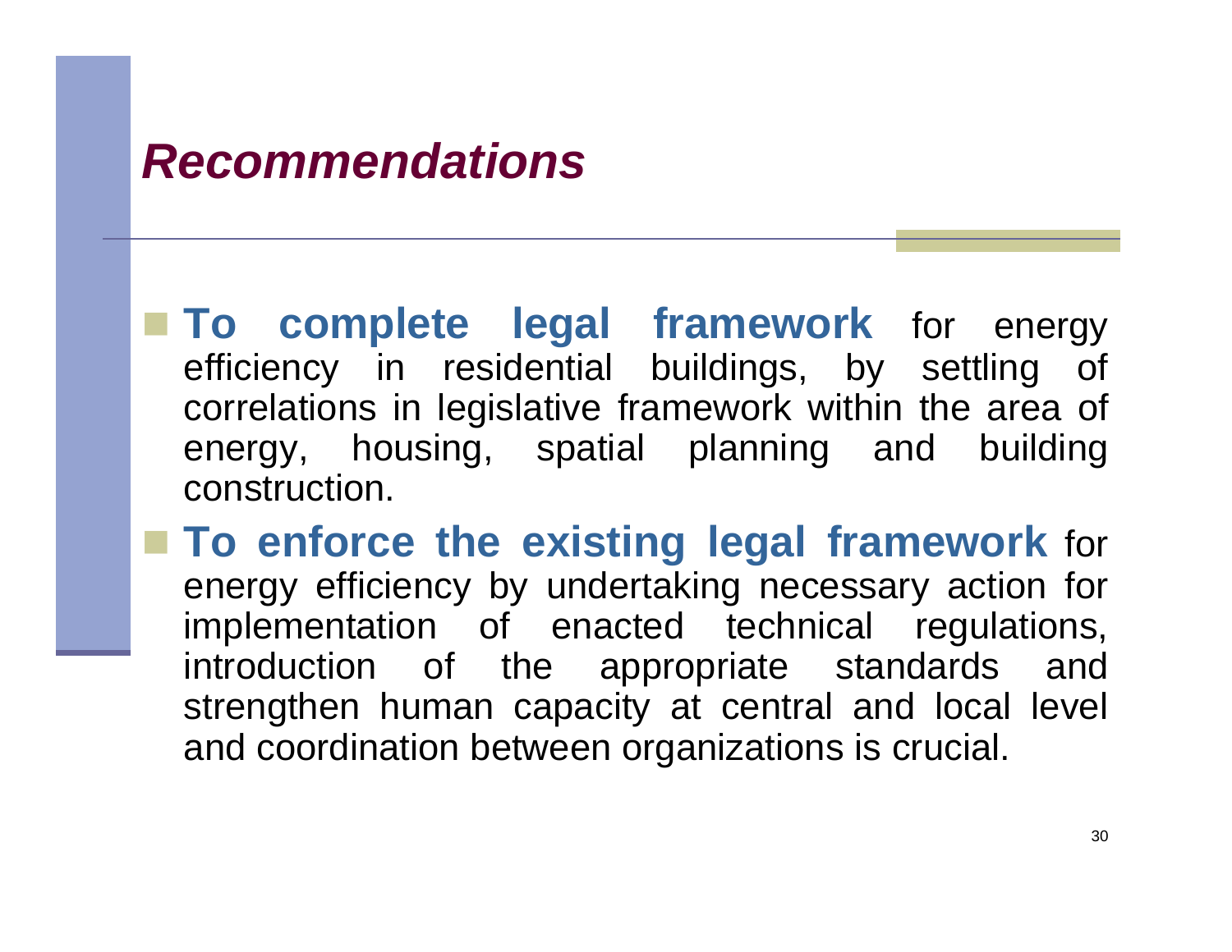# *Recommendations*

- **To complete legal framework** for energy efficiency in residential buildings, by settling of correlations in legislative framework within the area of energy, housing, spatial planning and building construction.
- **To enforce the existing legal framework** for energy efficiency by undertaking necessary action for implementation of enacted technical regulations, introduction of the appropriate standards and strengthen human capacity at central and local level and coordination between organizations is crucial.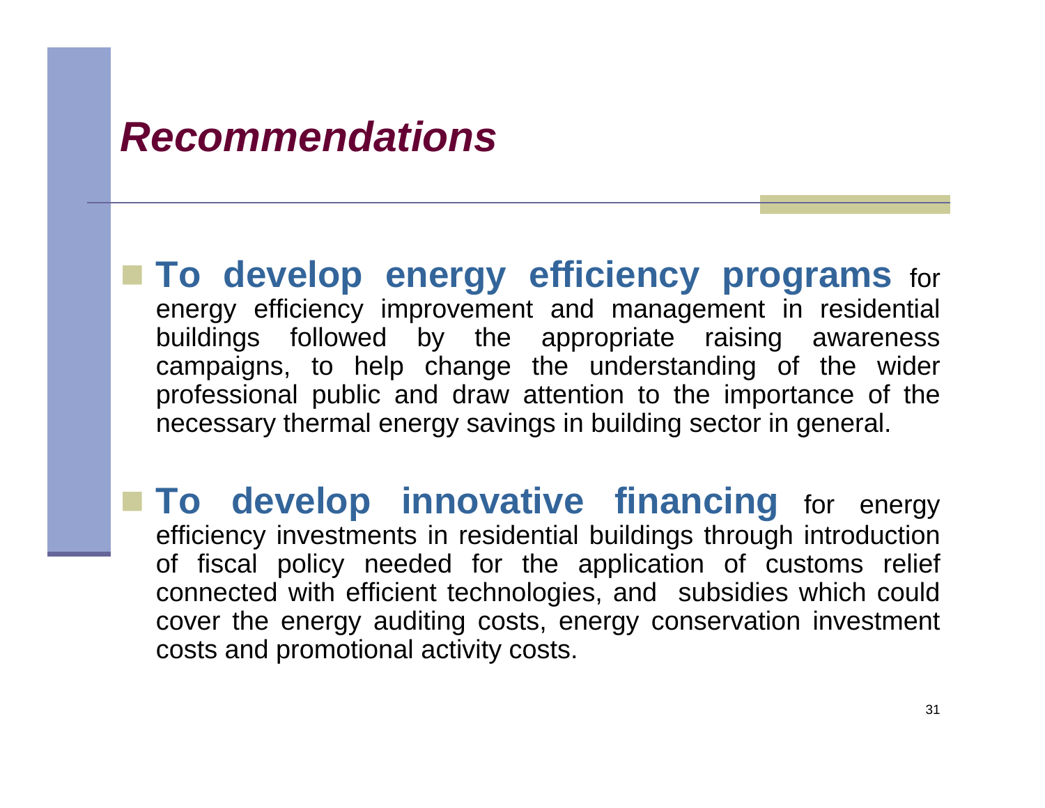# *Recommendations*

- **To develop energy efficiency programs** for energy efficiency improvement and management in residential buildings followed by the appropriate raising awareness campaigns, to help change the understanding of the wider professional public and draw attention to the importance of the necessary thermal energy savings in building sector in general.

- **To develop innovative financing** for energy efficiency investments in residential buildings through introduction of fiscal policy needed for the application of customs relief connected with efficient technologies, and subsidies which could cover the energy auditing costs, energy conservation investment costs and promotional activity costs.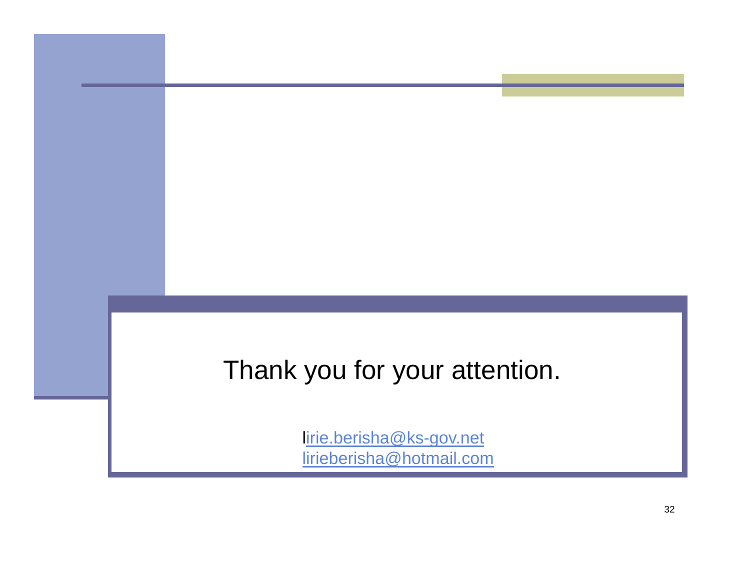Thank you for your attention.

lirie.berisha@ks-gov.net
lirieberisha@hotmail.com